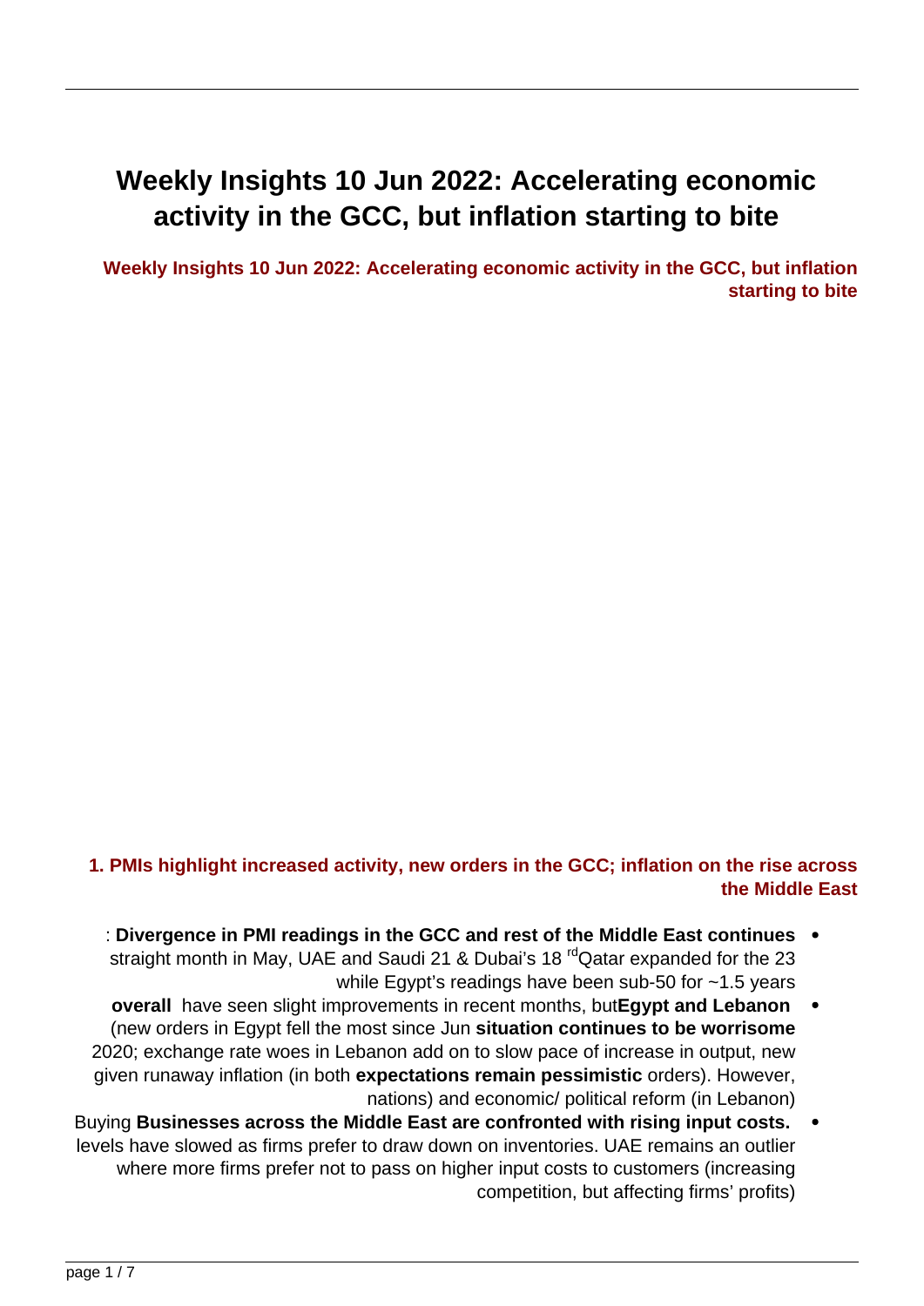# Weekly Insights 10 Jun 2022: Accelerating economic activity in the GCC, but inflation starting to bite

**Weekly Insights 10 Jun 2022: Accelerating economic activity in the GCC, but inflation starting to bite**

## 1. PMIs highlight increased activity, new orders in the GCC; inflation on the rise across the Middle East

- **Divergence in PMI readings in the GCC and rest of the Middle East continues**: Qatar expanded for the 23rd straight month in May, UAE and Saudi 21 & Dubai's 18 while Egypt's readings have been sub-50 for ~1.5 years
- **Egypt and Lebanon overall** have seen slight improvements in recent months, but **situation continues to be worrisome** (new orders in Egypt fell the most since Jun 2020; exchange rate woes in Lebanon add on to slow pace of increase in output, new orders). However, **expectations remain pessimistic** given runaway inflation (in both nations) and economic/ political reform (in Lebanon)
- **Businesses across the Middle East are confronted with rising input costs.** Buying levels have slowed as firms prefer to draw down on inventories. UAE remains an outlier where more firms prefer not to pass on higher input costs to customers (increasing competition, but affecting firms' profits)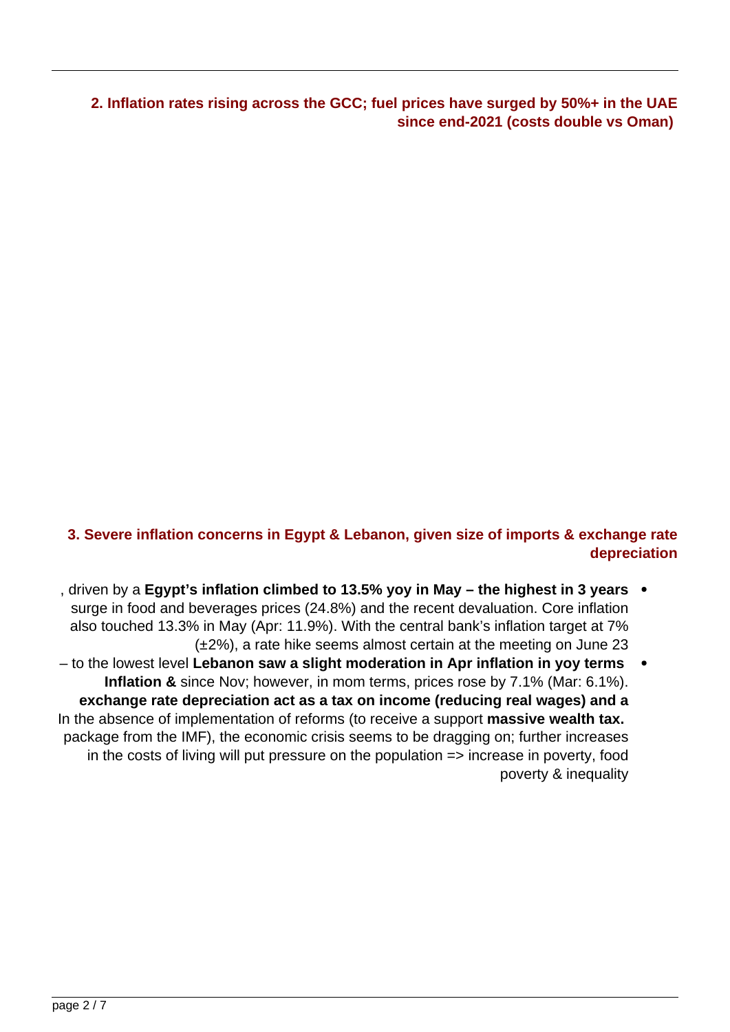## 2. Inflation rates rising across the GCC; fuel prices have surged by 50%+ in the UAE since end-2021 (costs double vs Oman)

## 3. Severe inflation concerns in Egypt & Lebanon, given size of imports & exchange rate depreciation

- **Egypt's inflation climbed to 13.5% yoy in May – the highest in 3 years**, driven by a surge in food and beverages prices (24.8%) and the recent devaluation. Core inflation also touched 13.3% in May (Apr: 11.9%). With the central bank's inflation target at 7% (±2%), a rate hike seems almost certain at the meeting on June 23
- **Lebanon saw a slight moderation in Apr inflation in yoy terms** – to the lowest level since Nov; however, in mom terms, prices rose by 7.1% (Mar: 6.1%). **Inflation & exchange rate depreciation act as a tax on income (reducing real wages) and a massive wealth tax.** In the absence of implementation of reforms (to receive a support package from the IMF), the economic crisis seems to be dragging on; further increases in the costs of living will put pressure on the population => increase in poverty, food poverty & inequality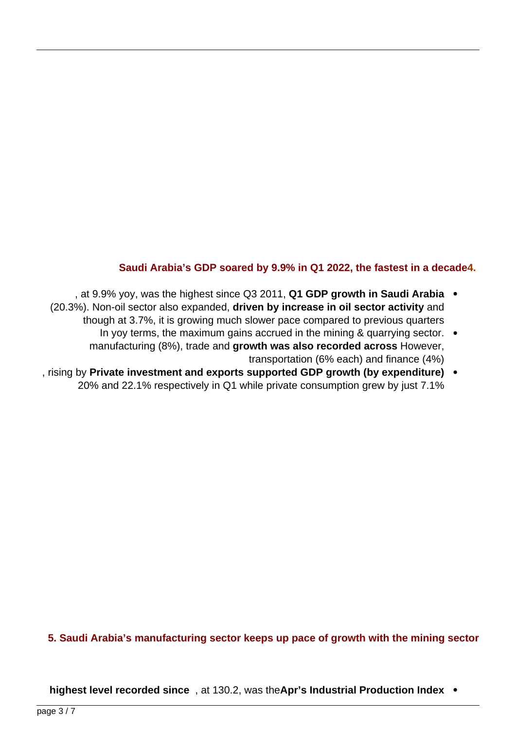## 4. Saudi Arabia's GDP soared by 9.9% in Q1 2022, the fastest in a decade.

- **Q1 GDP growth in Saudi Arabia**, at 9.9% yoy, was the highest since Q3 2011, **driven by increase in oil sector activity** (20.3%). Non-oil sector also expanded, and though at 3.7%, it is growing much slower pace compared to previous quarters
- In yoy terms, the maximum gains accrued in the mining & quarrying sector. However, **growth was also recorded across** manufacturing (8%), trade and transportation (6% each) and finance (4%)
- **Private investment and exports supported GDP growth (by expenditure)**, rising by 20% and 22.1% respectively in Q1 while private consumption grew by just 7.1%

## 5. Saudi Arabia's manufacturing sector keeps up pace of growth with the mining sector

- **Apr's Industrial Production Index**, at 130.2, was the **highest level recorded since**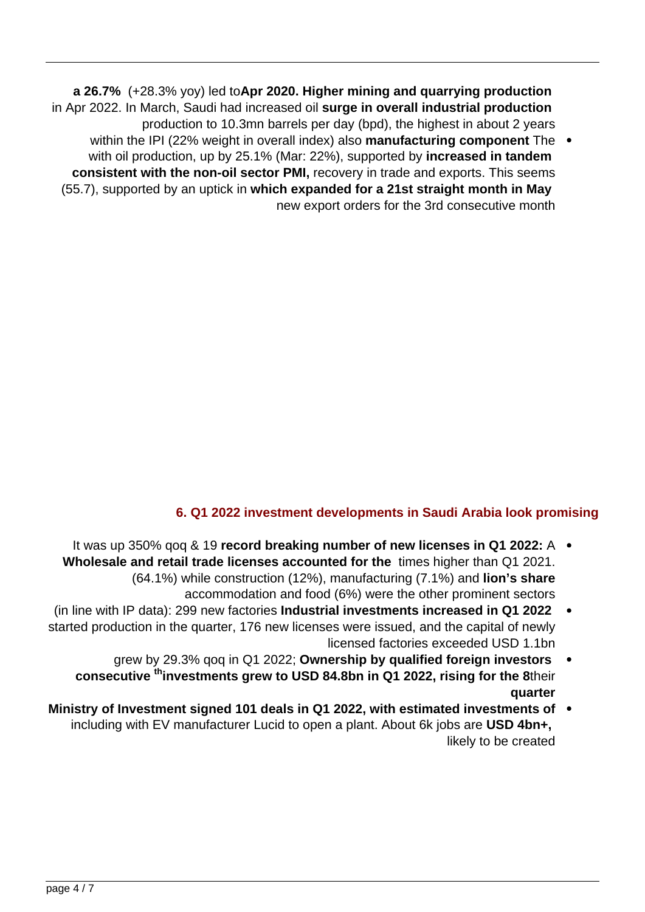Apr 2020. **Higher mining and quarrying production** (+28.3% yoy) led to **a 26.7% surge in overall industrial production** in Apr 2022. In March, Saudi had increased oil production to 10.3mn barrels per day (bpd), the highest in about 2 years

- The **manufacturing component** within the IPI (22% weight in overall index) also **increased in tandem** with oil production, up by 25.1% (Mar: 22%), supported by recovery in trade and exports. This seems **consistent with the non-oil sector PMI,** **which expanded for a 21st straight month in May** (55.7), supported by an uptick in new export orders for the 3rd consecutive month

## 6. Q1 2022 investment developments in Saudi Arabia look promising

- A **record breaking number of new licenses in Q1 2022:** It was up 350% qoq & 19 times higher than Q1 2021. **Wholesale and retail trade licenses accounted for the lion's share** (64.1%) while construction (12%), manufacturing (7.1%) and accommodation and food (6%) were the other prominent sectors
- **Industrial investments increased in Q1 2022** (in line with IP data): 299 new factories started production in the quarter, 176 new licenses were issued, and the capital of newly licensed factories exceeded USD 1.1bn
- **Ownership by qualified foreign investors** grew by 29.3% qoq in Q1 2022; their **investments grew to USD 84.8bn in Q1 2022, rising for the 8th consecutive quarter**
- **Ministry of Investment signed 101 deals in Q1 2022, with estimated investments of USD 4bn+,** including with EV manufacturer Lucid to open a plant. About 6k jobs are likely to be created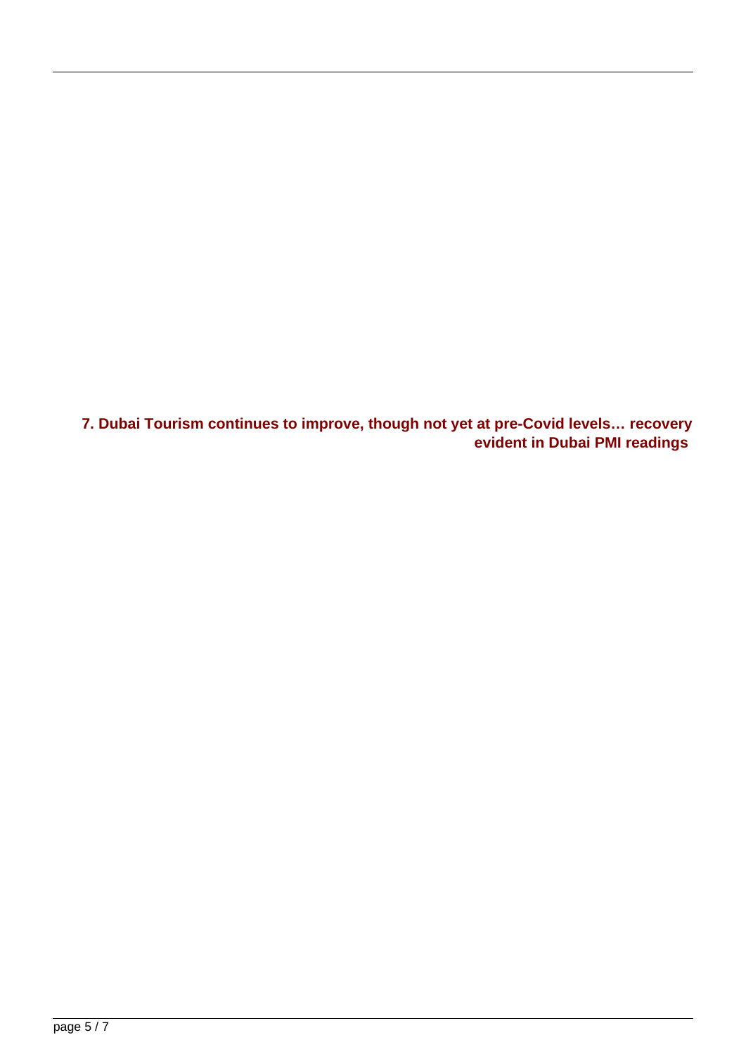### 7. Dubai Tourism continues to improve, though not yet at pre-Covid levels… recovery evident in Dubai PMI readings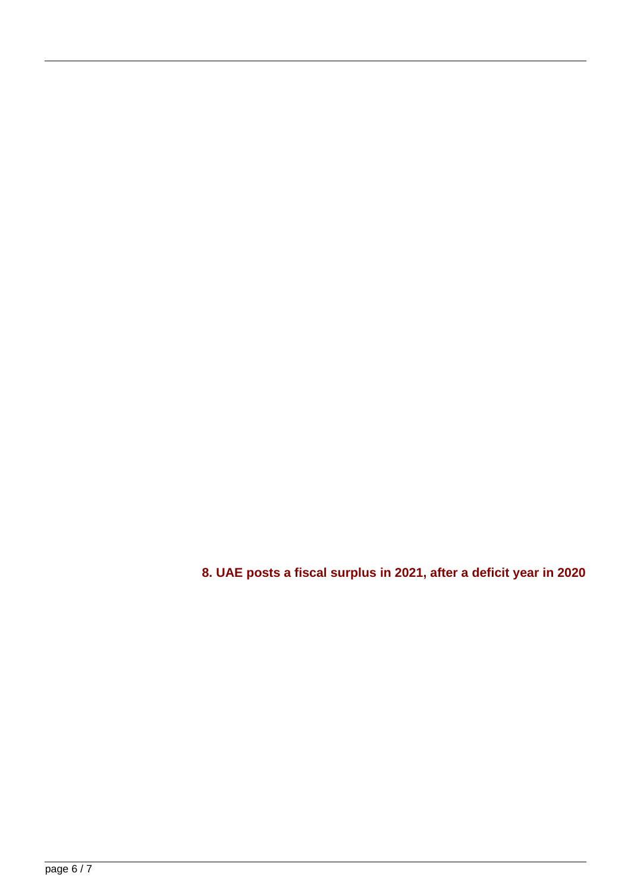**8. UAE posts a fiscal surplus in 2021, after a deficit year in 2020**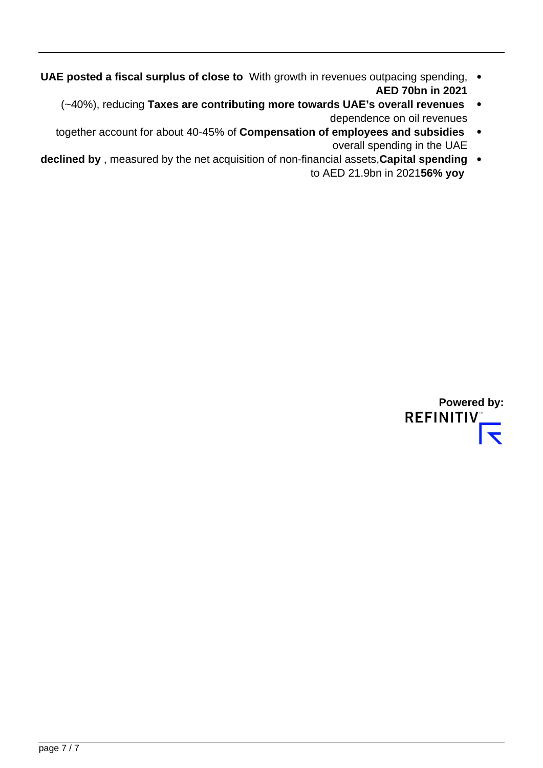- With growth in revenues outpacing spending, **UAE posted a fiscal surplus of close to AED 70bn in 2021**
- **Taxes are contributing more towards UAE's overall revenues** (~40%), reducing dependence on oil revenues
- **Compensation of employees and subsidies** together account for about 40-45% of overall spending in the UAE
- **Capital spending**, measured by the net acquisition of non-financial assets, **declined by 56% yoy** to AED 21.9bn in 2021

**Powered by:**
REFINITIV